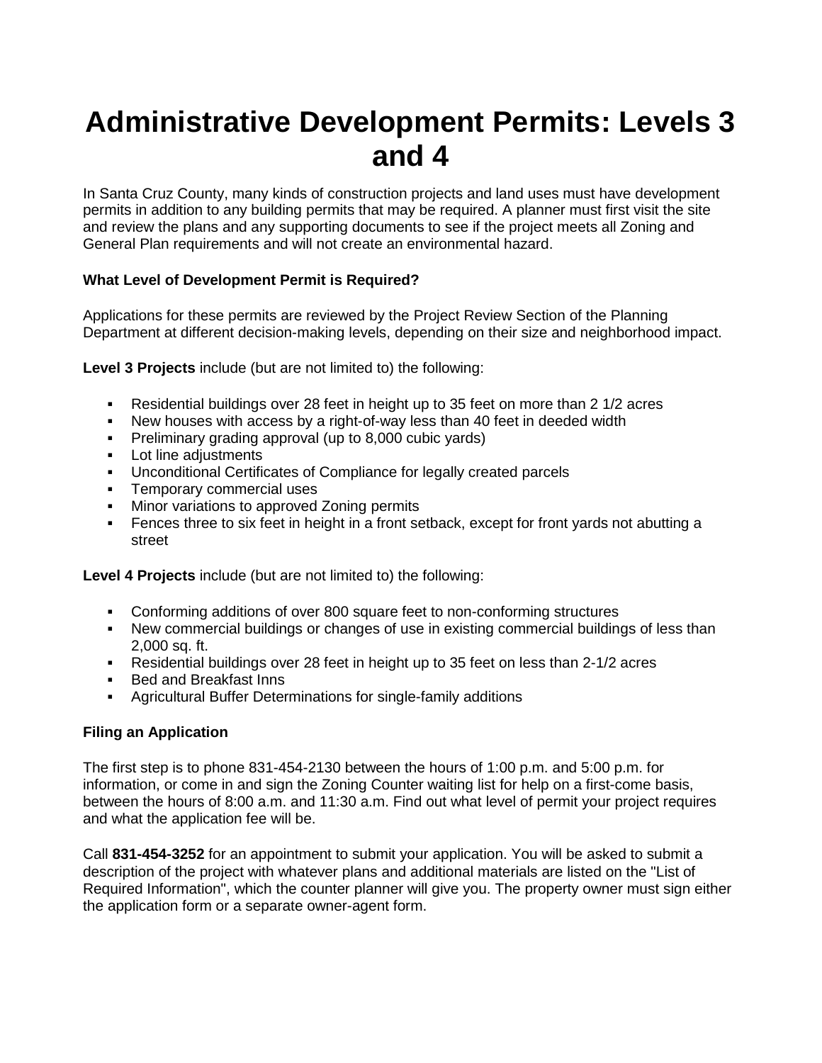# Administrative Development Permits: Levels 3 and 4

In Santa Cruz County, many kinds of construction projects and land uses must have development permits in addition to any building permits that may be required. A planner must first visit the site and review the plans and any supporting documents to see if the project meets all Zoning and General Plan requirements and will not create an environmental hazard.

### What Level of Development Permit is Required?

Applications for these permits are reviewed by the Project Review Section of the Planning Department at different decision-making levels, depending on their size and neighborhood impact.

**Level 3 Projects** include (but are not limited to) the following:

- Residential buildings over 28 feet in height up to 35 feet on more than 2 1/2 acres
- New houses with access by a right-of-way less than 40 feet in deeded width
- Preliminary grading approval (up to 8,000 cubic yards)
- Lot line adjustments
- Unconditional Certificates of Compliance for legally created parcels
- Temporary commercial uses
- Minor variations to approved Zoning permits
- Fences three to six feet in height in a front setback, except for front yards not abutting a street

**Level 4 Projects** include (but are not limited to) the following:

- Conforming additions of over 800 square feet to non-conforming structures
- New commercial buildings or changes of use in existing commercial buildings of less than 2,000 sq. ft.
- Residential buildings over 28 feet in height up to 35 feet on less than 2-1/2 acres
- Bed and Breakfast Inns
- Agricultural Buffer Determinations for single-family additions

### Filing an Application

The first step is to phone 831-454-2130 between the hours of 1:00 p.m. and 5:00 p.m. for information, or come in and sign the Zoning Counter waiting list for help on a first-come basis, between the hours of 8:00 a.m. and 11:30 a.m. Find out what level of permit your project requires and what the application fee will be.

Call **831-454-3252** for an appointment to submit your application. You will be asked to submit a description of the project with whatever plans and additional materials are listed on the "List of Required Information", which the counter planner will give you. The property owner must sign either the application form or a separate owner-agent form.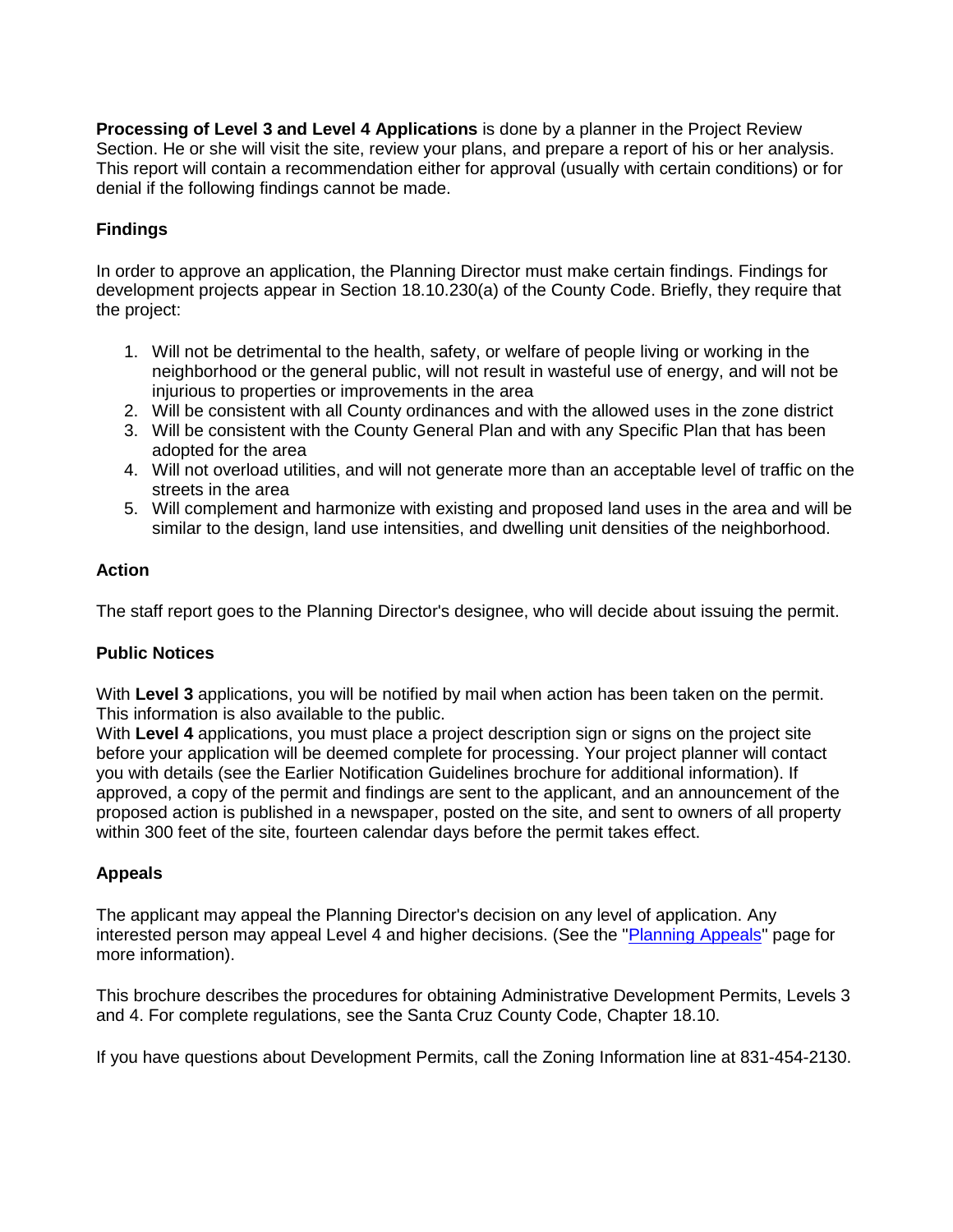**Processing of Level 3 and Level 4 Applications** is done by a planner in the Project Review Section. He or she will visit the site, review your plans, and prepare a report of his or her analysis. This report will contain a recommendation either for approval (usually with certain conditions) or for denial if the following findings cannot be made.

### Findings

In order to approve an application, the Planning Director must make certain findings. Findings for development projects appear in Section 18.10.230(a) of the County Code. Briefly, they require that the project:

1. Will not be detrimental to the health, safety, or welfare of people living or working in the neighborhood or the general public, will not result in wasteful use of energy, and will not be injurious to properties or improvements in the area
2. Will be consistent with all County ordinances and with the allowed uses in the zone district
3. Will be consistent with the County General Plan and with any Specific Plan that has been adopted for the area
4. Will not overload utilities, and will not generate more than an acceptable level of traffic on the streets in the area
5. Will complement and harmonize with existing and proposed land uses in the area and will be similar to the design, land use intensities, and dwelling unit densities of the neighborhood.

### Action

The staff report goes to the Planning Director's designee, who will decide about issuing the permit.

### Public Notices

With **Level 3** applications, you will be notified by mail when action has been taken on the permit. This information is also available to the public.
With **Level 4** applications, you must place a project description sign or signs on the project site before your application will be deemed complete for processing. Your project planner will contact you with details (see the Earlier Notification Guidelines brochure for additional information). If approved, a copy of the permit and findings are sent to the applicant, and an announcement of the proposed action is published in a newspaper, posted on the site, and sent to owners of all property within 300 feet of the site, fourteen calendar days before the permit takes effect.

### Appeals

The applicant may appeal the Planning Director's decision on any level of application. Any interested person may appeal Level 4 and higher decisions. (See the "Planning Appeals" page for more information).

This brochure describes the procedures for obtaining Administrative Development Permits, Levels 3 and 4. For complete regulations, see the Santa Cruz County Code, Chapter 18.10.

If you have questions about Development Permits, call the Zoning Information line at 831-454-2130.